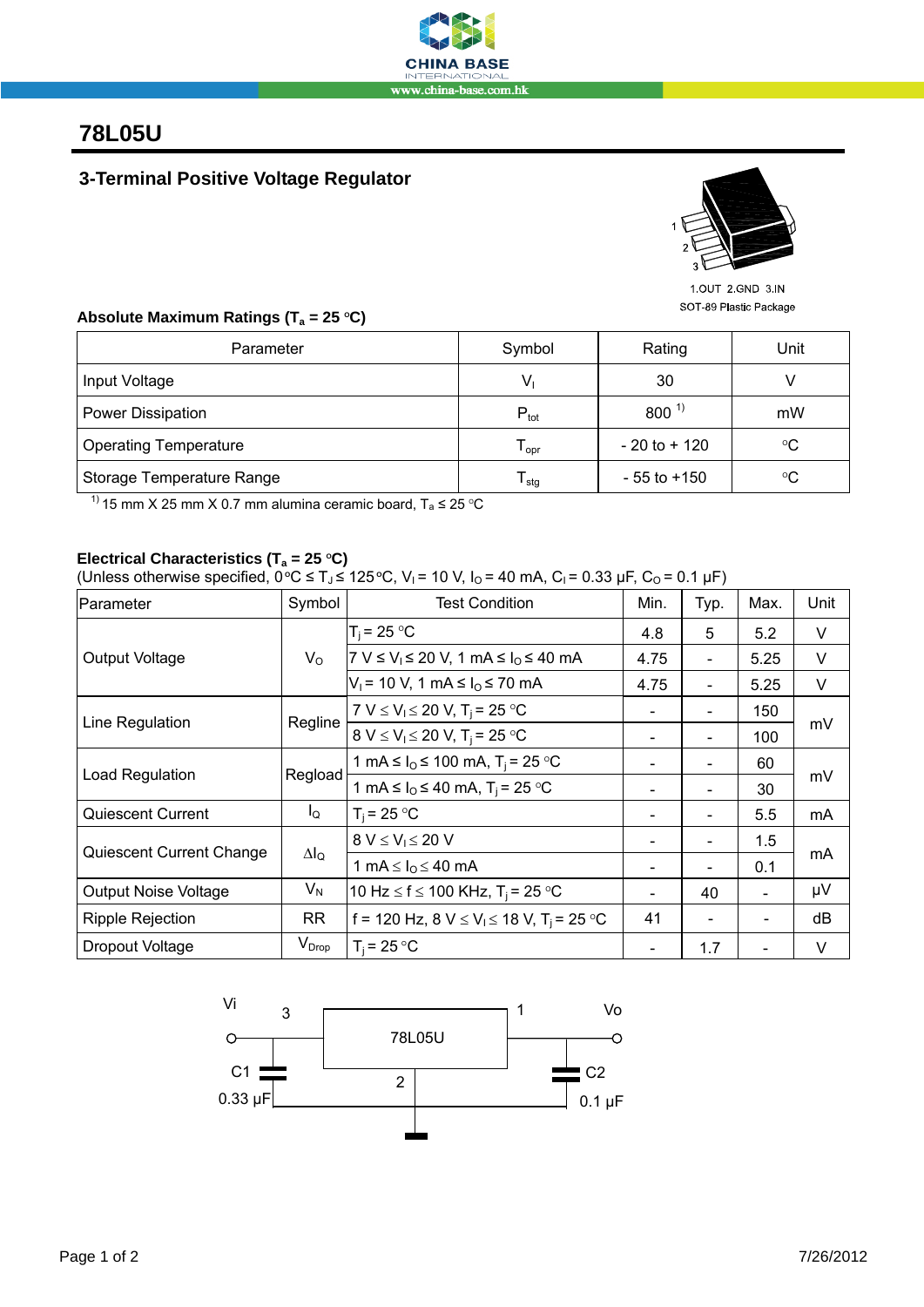# 78L05U

## 3-Terminal Positive Voltage Regulator

1.OUT 2.GND 3.IN

SOT-89 Plastic Package

### Absolute Maximum Ratings ($T_a$ = 25 °C)

| Parameter | Symbol | Rating | Unit |
|---|---|---|---|
| Input Voltage | $V_I$ | 30 | V |
| Power Dissipation | $P_{tot}$ | 800 [1] | mW |
| Operating Temperature | $T_{opr}$ | - 20 to + 120 | °C |
| Storage Temperature Range | $T_{stg}$ | - 55 to +150 | °C |

[1] 15 mm X 25 mm X 0.7 mm alumina ceramic board, $T_a \le 25$ °C

### Electrical Characteristics ($T_a$ = 25 °C)

(Unless otherwise specified, 0 °C ≤ $T_J$ ≤ 125 °C, $V_I$ = 10 V, $I_O$ = 40 mA, $C_I$ = 0.33 µF, $C_O$ = 0.1 µF)

| Parameter | Symbol | Test Condition | Min. | Typ. | Max. | Unit |
|---|---|---|---|---|---|---|
| Output Voltage | $V_O$ | $T_j$ = 25 °C | 4.8 | 5 | 5.2 | V |
| | | 7 V ≤ $V_I$ ≤ 20 V, 1 mA ≤ $I_O$ ≤ 40 mA | 4.75 | - | 5.25 | V |
| | | $V_I$ = 10 V, 1 mA ≤ $I_O$ ≤ 70 mA | 4.75 | - | 5.25 | V |
| Line Regulation | Regline | 7 V ≤ $V_I$ ≤ 20 V, $T_j$ = 25 °C | - | - | 150 | mV |
| | | 8 V ≤ $V_I$ ≤ 20 V, $T_j$ = 25 °C | - | - | 100 | |
| Load Regulation | Regload | 1 mA ≤ $I_O$ ≤ 100 mA, $T_j$ = 25 °C | - | - | 60 | mV |
| | | 1 mA ≤ $I_O$ ≤ 40 mA, $T_j$ = 25 °C | - | - | 30 | |
| Quiescent Current | $I_Q$ | $T_j$ = 25 °C | - | - | 5.5 | mA |
| Quiescent Current Change | $\Delta I_Q$ | 8 V ≤ $V_I$ ≤ 20 V | - | - | 1.5 | mA |
| | | 1 mA ≤ $I_O$ ≤ 40 mA | - | - | 0.1 | |
| Output Noise Voltage | $V_N$ | 10 Hz ≤ f ≤ 100 KHz, $T_j$ = 25 °C | - | 40 | - | µV |
| Ripple Rejection | RR | f = 120 Hz, 8 V ≤ $V_I$ ≤ 18 V, $T_j$ = 25 °C | 41 | - | - | dB |
| Dropout Voltage | $V_{Drop}$ | $T_j$ = 25 °C | - | 1.7 | - | V |

Vi 3 78L05U 1 Vo

2

C1 0.33 µF C2 0.1 µF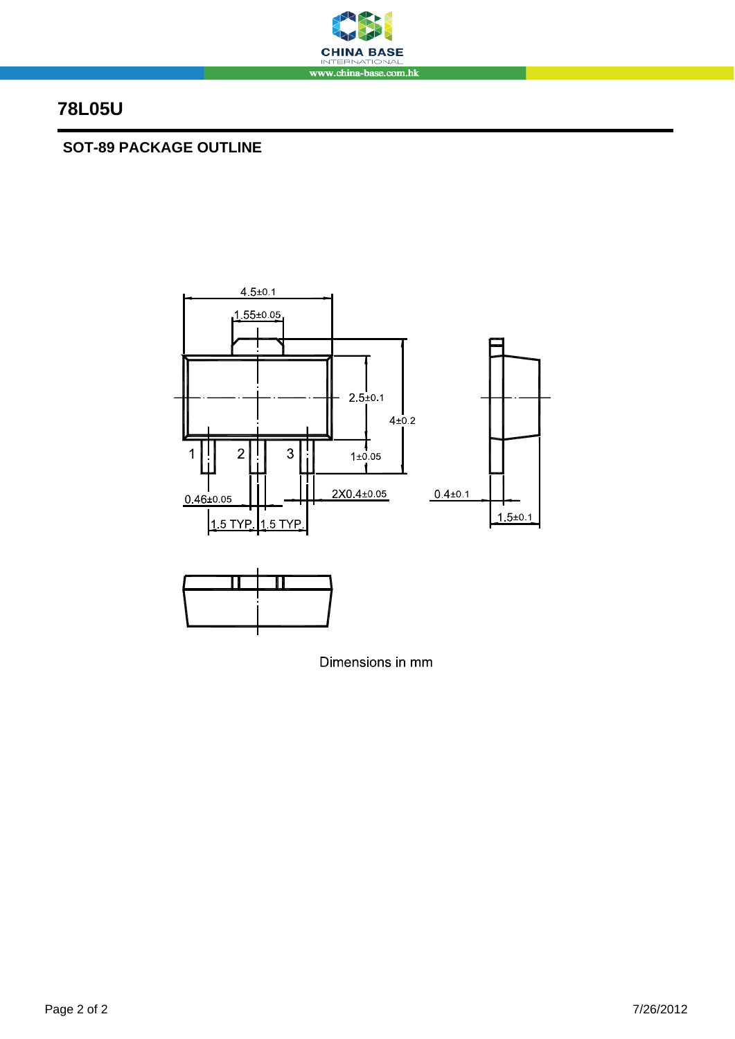# 78L05U

## SOT-89 PACKAGE OUTLINE

4.5±0.1

1.55±0.05

2.5±0.1

4±0.2

1±0.05

1 2 3

0.46±0.05

2X0.4±0.05

0.4±0.1

1.5±0.1

1.5 TYP. 1.5 TYP.

Dimensions in mm